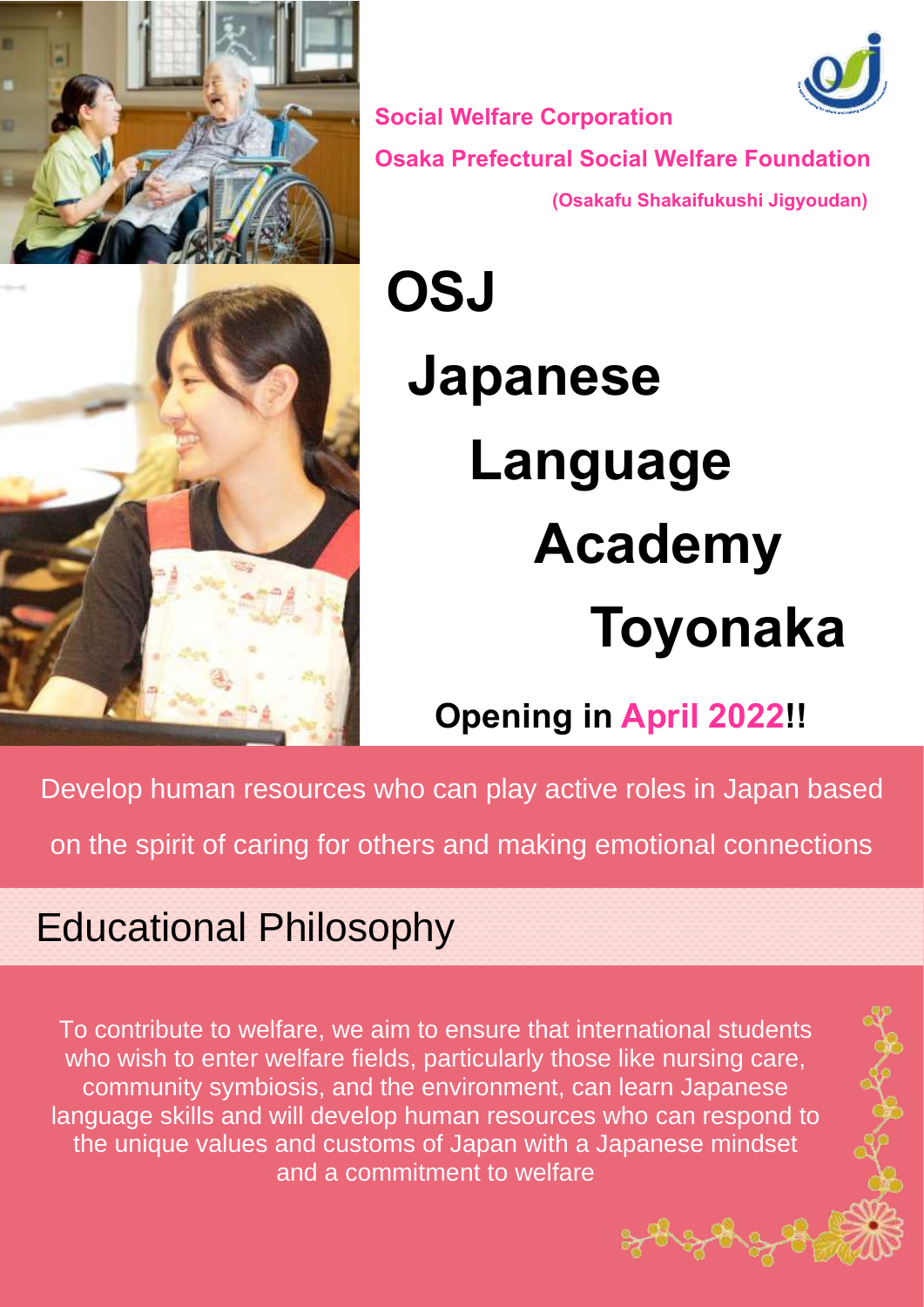**Social Welfare Corporation**

**Osaka Prefectural Social Welfare Foundation**

**(Osakafu Shakaifukushi Jigyoudan)**

# OSJ Japanese Language Academy Toyonaka

**Opening in April 2022!!**

Develop human resources who can play active roles in Japan based on the spirit of caring for others and making emotional connections

## Educational Philosophy

To contribute to welfare, we aim to ensure that international students who wish to enter welfare fields, particularly those like nursing care, community symbiosis, and the environment, can learn Japanese language skills and will develop human resources who can respond to the unique values and customs of Japan with a Japanese mindset and a commitment to welfare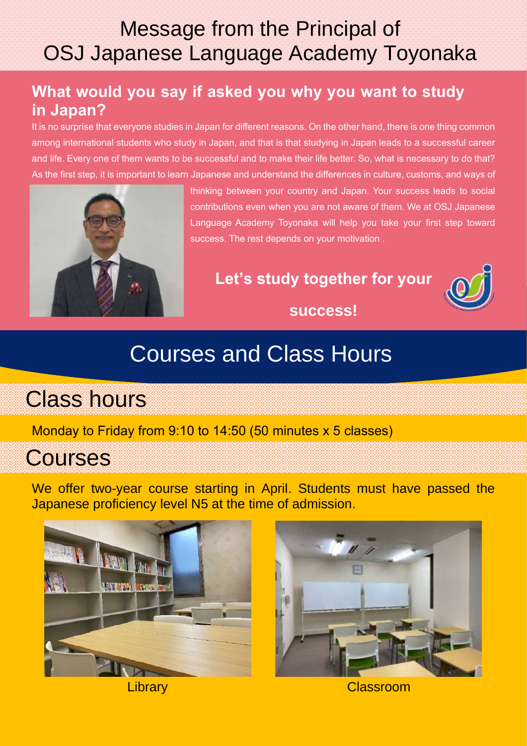# Message from the Principal of OSJ Japanese Language Academy Toyonaka

## What would you say if asked you why you want to study in Japan?

It is no surprise that everyone studies in Japan for different reasons. On the other hand, there is one thing common among international students who study in Japan, and that is that studying in Japan leads to a successful career and life. Every one of them wants to be successful and to make their life better. So, what is necessary to do that? As the first step, it is important to learn Japanese and understand the differences in culture, customs, and ways of thinking between your country and Japan. Your success leads to social contributions even when you are not aware of them. We at OSJ Japanese Language Academy Toyonaka will help you take your first step toward success. The rest depends on your motivation .

**Let's study together for your success!**

# Courses and Class Hours

## Class hours

Monday to Friday from 9:10 to 14:50 (50 minutes x 5 classes)

## Courses

We offer two-year course starting in April. Students must have passed the Japanese proficiency level N5 at the time of admission.

Library

Classroom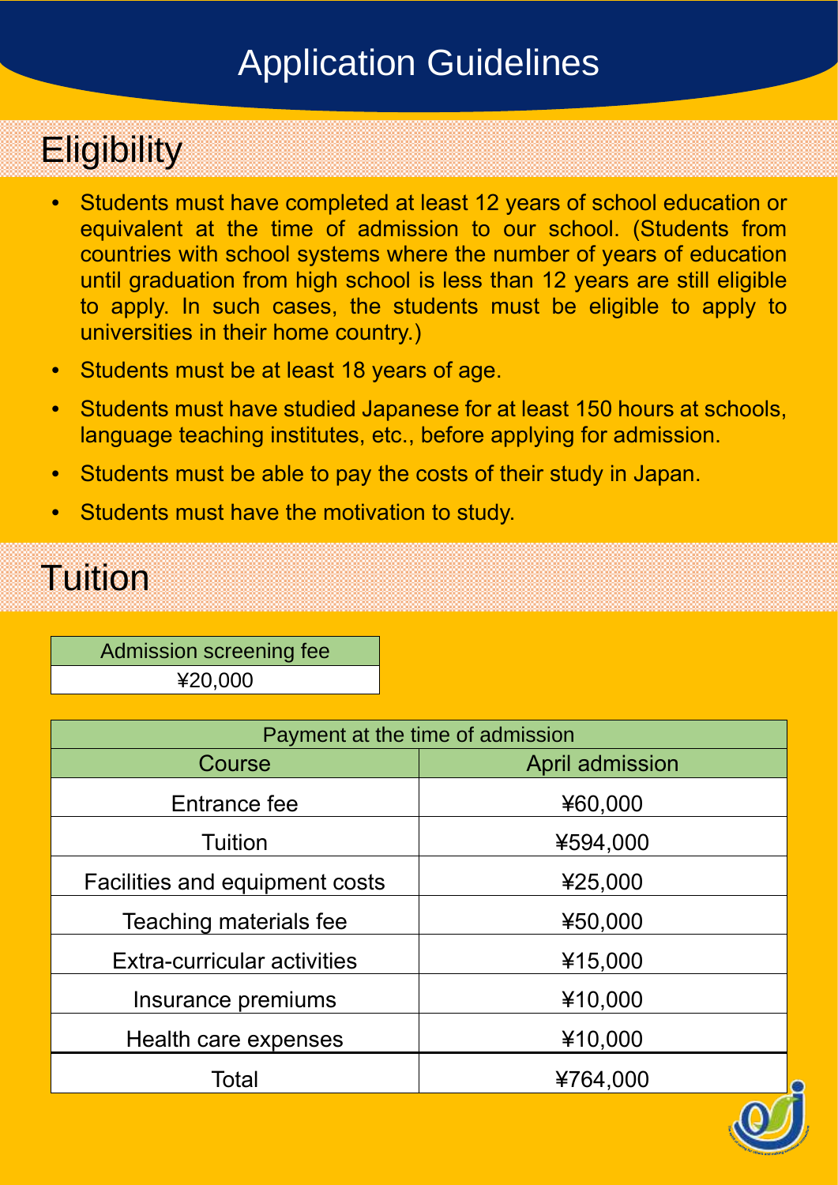# Application Guidelines

## Eligibility

- Students must have completed at least 12 years of school education or equivalent at the time of admission to our school. (Students from countries with school systems where the number of years of education until graduation from high school is less than 12 years are still eligible to apply. In such cases, the students must be eligible to apply to universities in their home country.)
- Students must be at least 18 years of age.
- Students must have studied Japanese for at least 150 hours at schools, language teaching institutes, etc., before applying for admission.
- Students must be able to pay the costs of their study in Japan.
- Students must have the motivation to study.

## Tuition

| Admission screening fee |
|---|
| ¥20,000 |

| Payment at the time of admission | |
|---|---|
| Course | April admission |
| Entrance fee | ¥60,000 |
| Tuition | ¥594,000 |
| Facilities and equipment costs | ¥25,000 |
| Teaching materials fee | ¥50,000 |
| Extra-curricular activities | ¥15,000 |
| Insurance premiums | ¥10,000 |
| Health care expenses | ¥10,000 |
| Total | ¥764,000 |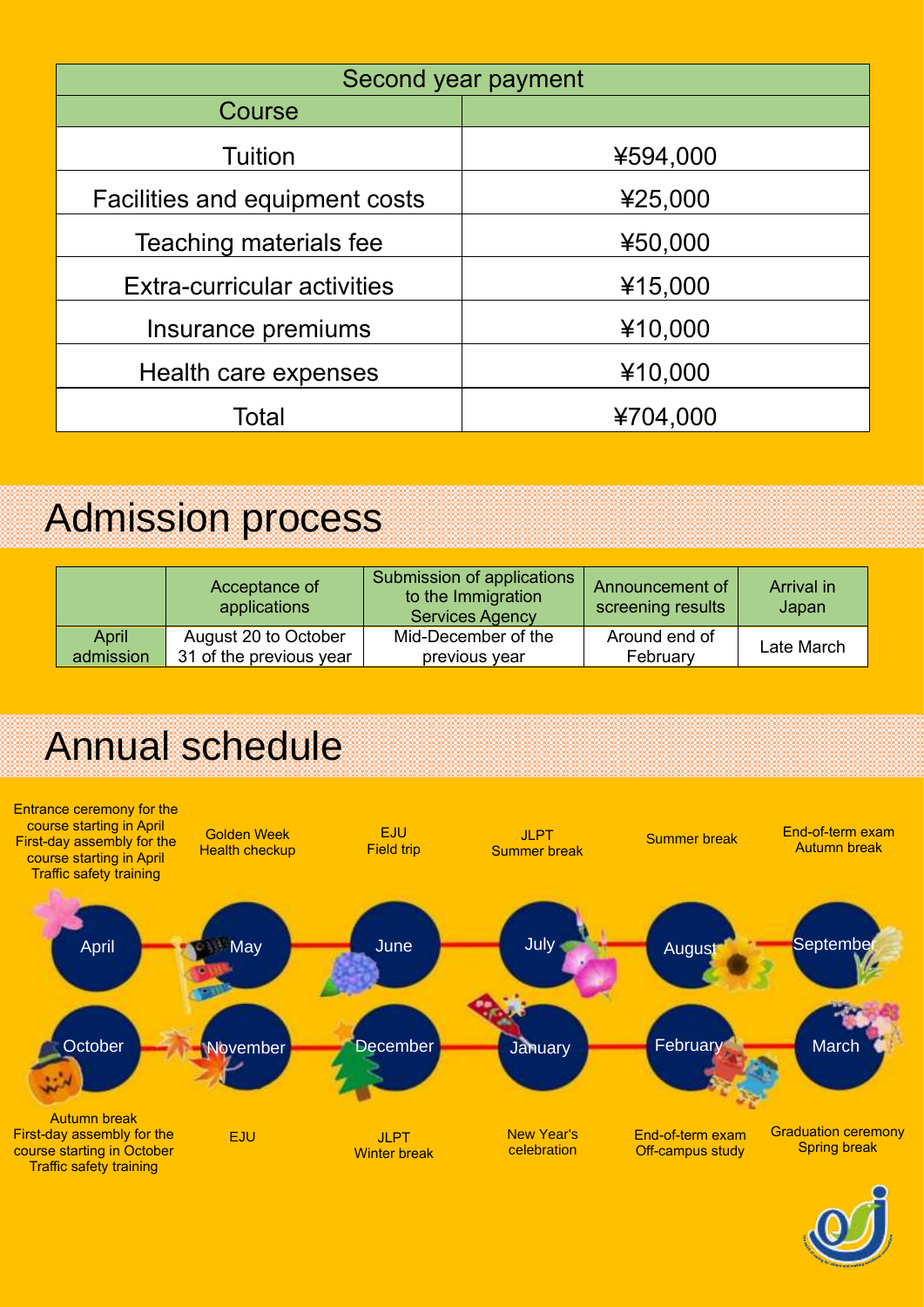| Second year payment | |
|---|---|
| Course | |
| Tuition | ¥594,000 |
| Facilities and equipment costs | ¥25,000 |
| Teaching materials fee | ¥50,000 |
| Extra-curricular activities | ¥15,000 |
| Insurance premiums | ¥10,000 |
| Health care expenses | ¥10,000 |
| Total | ¥704,000 |

## Admission process

| | Acceptance of applications | Submission of applications to the Immigration Services Agency | Announcement of screening results | Arrival in Japan |
|---|---|---|---|---|
| April admission | August 20 to October 31 of the previous year | Mid-December of the previous year | Around end of February | Late March |

## Annual schedule

- **April**: Entrance ceremony for the course starting in April, First-day assembly for the course starting in April, Traffic safety training
- **May**: Golden Week, Health checkup
- **June**: EJU, Field trip
- **July**: JLPT, Summer break
- **August**: Summer break
- **September**: End-of-term exam, Autumn break
- **October**: Autumn break, First-day assembly for the course starting in October, Traffic safety training
- **November**: EJU
- **December**: JLPT, Winter break
- **January**: New Year's celebration
- **February**: End-of-term exam, Off-campus study
- **March**: Graduation ceremony, Spring break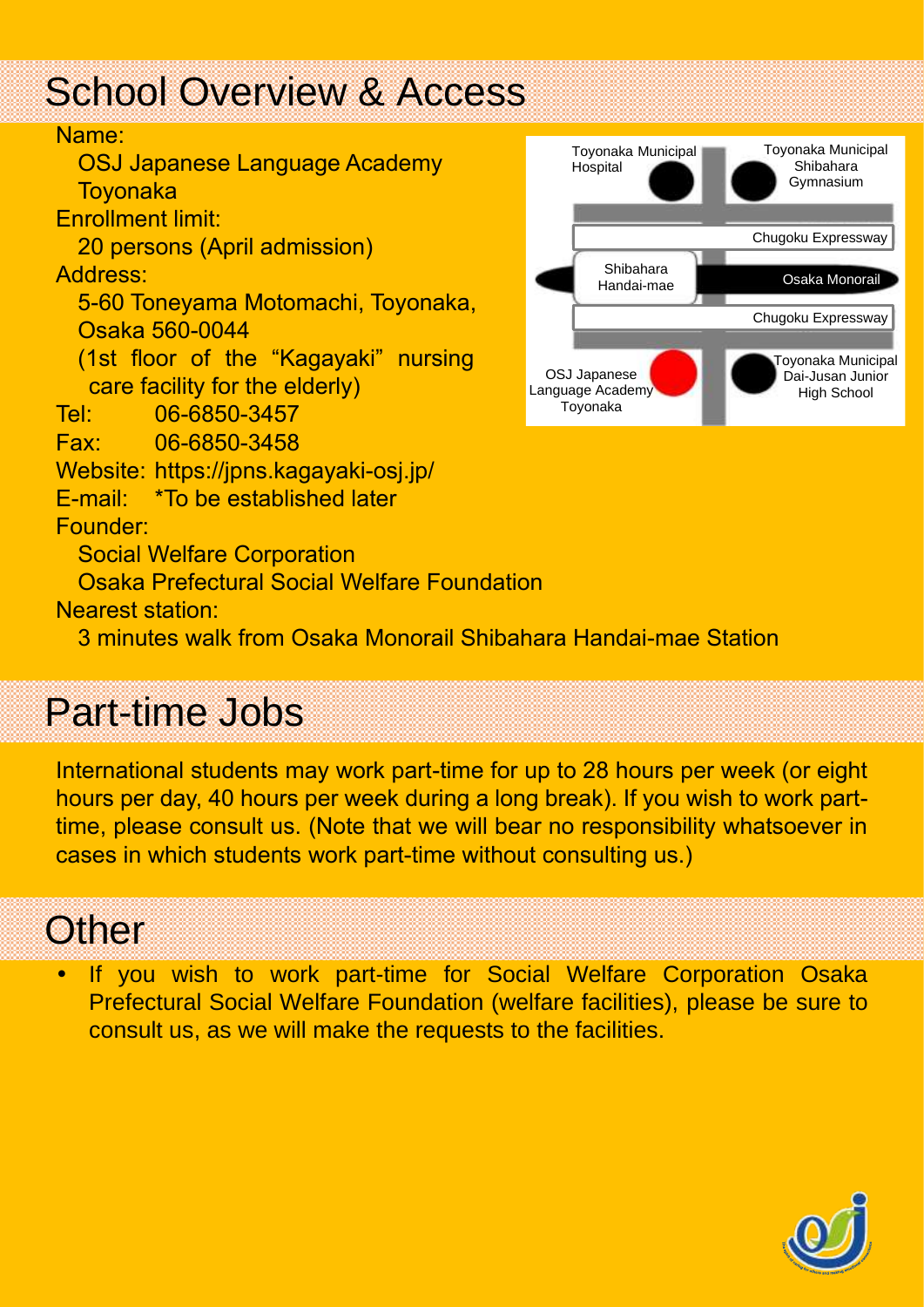## School Overview & Access

Name:

OSJ Japanese Language Academy Toyonaka

Enrollment limit:

20 persons (April admission)

Address:

5-60 Toneyama Motomachi, Toyonaka, Osaka 560-0044

(1st floor of the “Kagayaki” nursing care facility for the elderly)

Tel: 06-6850-3457

Fax: 06-6850-3458

Website: https://jpns.kagayaki-osj.jp/

E-mail: *To be established later

Founder:

Social Welfare Corporation

Osaka Prefectural Social Welfare Foundation

Nearest station:

3 minutes walk from Osaka Monorail Shibahara Handai-mae Station

Toyonaka Municipal Hospital

Toyonaka Municipal Shibahara Gymnasium

Chugoku Expressway

Shibahara Handai-mae

Osaka Monorail

Chugoku Expressway

OSJ Japanese Language Academy Toyonaka

Toyonaka Municipal Dai-Jusan Junior High School

## Part-time Jobs

International students may work part-time for up to 28 hours per week (or eight hours per day, 40 hours per week during a long break). If you wish to work part-time, please consult us. (Note that we will bear no responsibility whatsoever in cases in which students work part-time without consulting us.)

## Other

- If you wish to work part-time for Social Welfare Corporation Osaka Prefectural Social Welfare Foundation (welfare facilities), please be sure to consult us, as we will make the requests to the facilities.